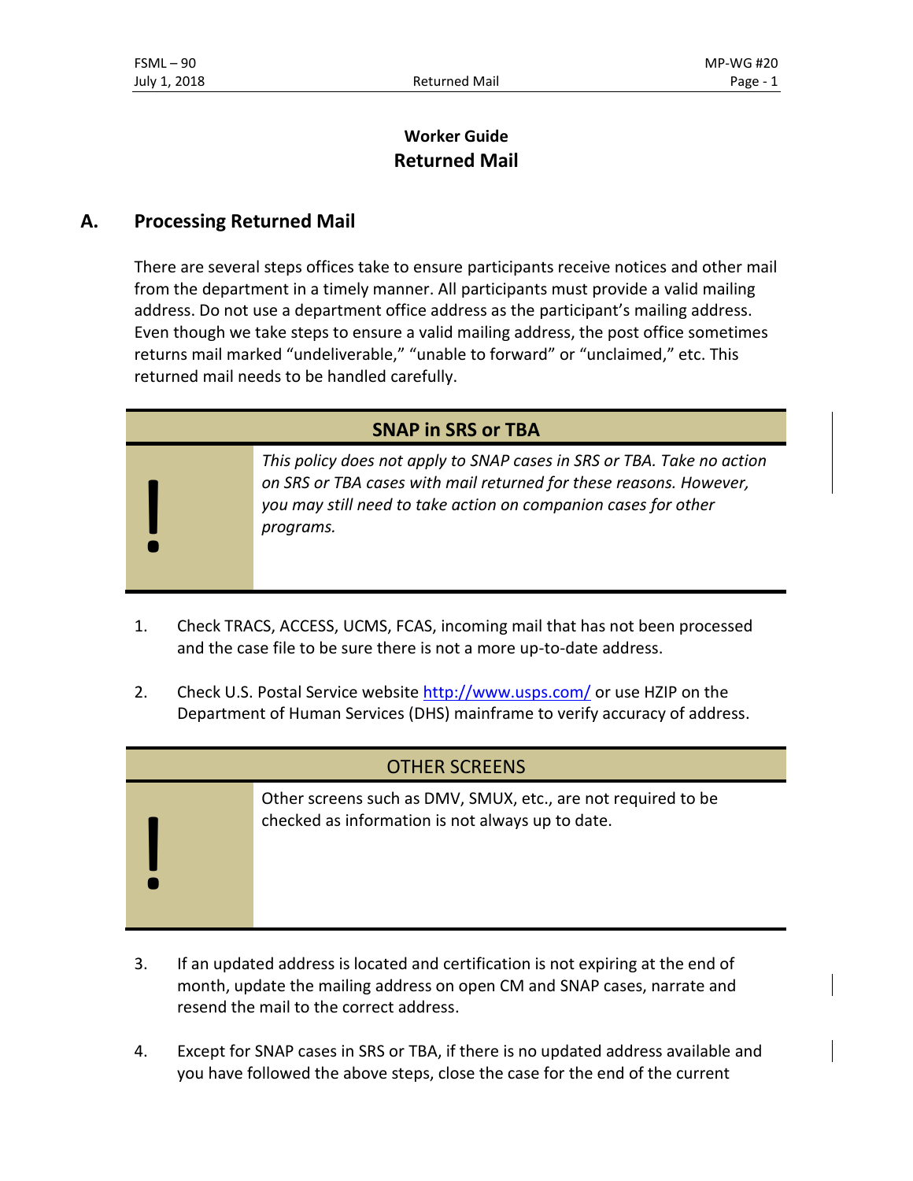# Worker Guide
## Returned Mail

## A. Processing Returned Mail

There are several steps offices take to ensure participants receive notices and other mail from the department in a timely manner. All participants must provide a valid mailing address. Do not use a department office address as the participant's mailing address. Even though we take steps to ensure a valid mailing address, the post office sometimes returns mail marked "undeliverable," "unable to forward" or "unclaimed," etc. This returned mail needs to be handled carefully.

| **SNAP in SRS or TBA** |
| --- |
| *This policy does not apply to SNAP cases in SRS or TBA. Take no action on SRS or TBA cases with mail returned for these reasons. However, you may still need to take action on companion cases for other programs.* |

1. Check TRACS, ACCESS, UCMS, FCAS, incoming mail that has not been processed and the case file to be sure there is not a more up-to-date address.

2. Check U.S. Postal Service website [http://www.usps.com/](http://www.usps.com/) or use HZIP on the Department of Human Services (DHS) mainframe to verify accuracy of address.

| OTHER SCREENS |
| --- |
| Other screens such as DMV, SMUX, etc., are not required to be checked as information is not always up to date. |

3. If an updated address is located and certification is not expiring at the end of month, update the mailing address on open CM and SNAP cases, narrate and resend the mail to the correct address.

4. Except for SNAP cases in SRS or TBA, if there is no updated address available and you have followed the above steps, close the case for the end of the current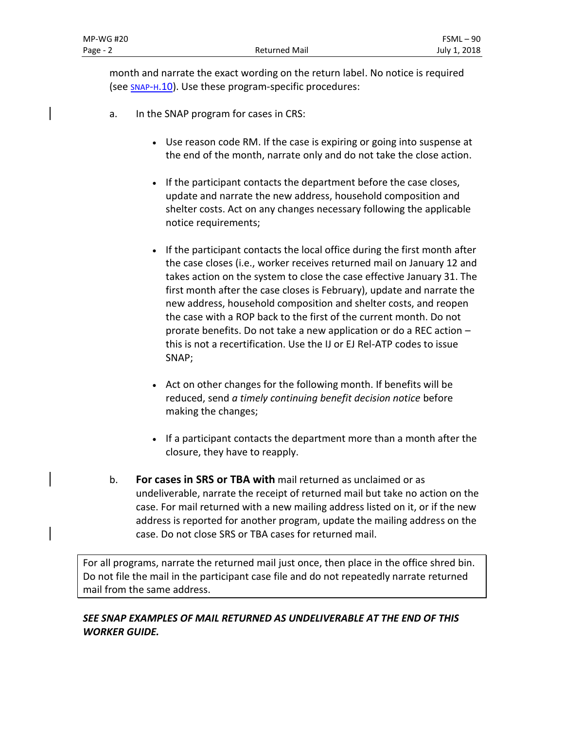month and narrate the exact wording on the return label. No notice is required (see SNAP-H.10). Use these program-specific procedures:

a. In the SNAP program for cases in CRS:

   - Use reason code RM. If the case is expiring or going into suspense at the end of the month, narrate only and do not take the close action.

   - If the participant contacts the department before the case closes, update and narrate the new address, household composition and shelter costs. Act on any changes necessary following the applicable notice requirements;

   - If the participant contacts the local office during the first month after the case closes (i.e., worker receives returned mail on January 12 and takes action on the system to close the case effective January 31. The first month after the case closes is February), update and narrate the new address, household composition and shelter costs, and reopen the case with a ROP back to the first of the current month. Do not prorate benefits. Do not take a new application or do a REC action – this is not a recertification. Use the IJ or EJ Rel-ATP codes to issue SNAP;

   - Act on other changes for the following month. If benefits will be reduced, send *a timely continuing benefit decision notice* before making the changes;

   - If a participant contacts the department more than a month after the closure, they have to reapply.

b. **For cases in SRS or TBA with** mail returned as unclaimed or as undeliverable, narrate the receipt of returned mail but take no action on the case. For mail returned with a new mailing address listed on it, or if the new address is reported for another program, update the mailing address on the case. Do not close SRS or TBA cases for returned mail.

> For all programs, narrate the returned mail just once, then place in the office shred bin. Do not file the mail in the participant case file and do not repeatedly narrate returned mail from the same address.

***SEE SNAP EXAMPLES OF MAIL RETURNED AS UNDELIVERABLE AT THE END OF THIS WORKER GUIDE.***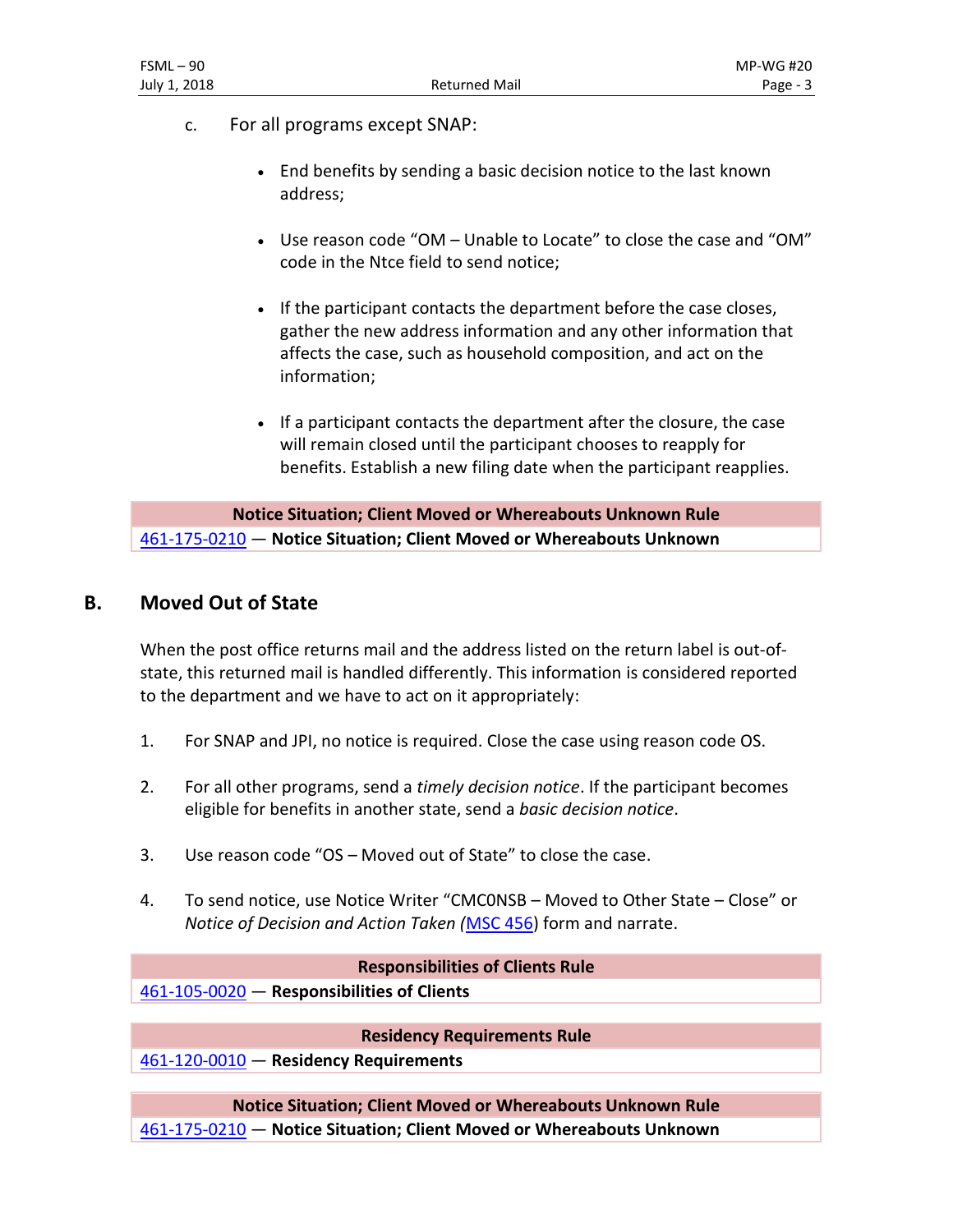c. For all programs except SNAP:

- End benefits by sending a basic decision notice to the last known address;
- Use reason code "OM – Unable to Locate" to close the case and "OM" code in the Ntce field to send notice;
- If the participant contacts the department before the case closes, gather the new address information and any other information that affects the case, such as household composition, and act on the information;
- If a participant contacts the department after the closure, the case will remain closed until the participant chooses to reapply for benefits. Establish a new filing date when the participant reapplies.

| Notice Situation; Client Moved or Whereabouts Unknown Rule |
|---|
| 461-175-0210 — **Notice Situation; Client Moved or Whereabouts Unknown** |

## B. Moved Out of State

When the post office returns mail and the address listed on the return label is out-of-state, this returned mail is handled differently. This information is considered reported to the department and we have to act on it appropriately:

1. For SNAP and JPI, no notice is required. Close the case using reason code OS.
2. For all other programs, send a *timely decision notice*. If the participant becomes eligible for benefits in another state, send a *basic decision notice*.
3. Use reason code "OS – Moved out of State" to close the case.
4. To send notice, use Notice Writer "CMC0NSB – Moved to Other State – Close" or *Notice of Decision and Action Taken (*MSC 456) form and narrate.

| Responsibilities of Clients Rule |
|---|
| 461-105-0020 — **Responsibilities of Clients** |

| Residency Requirements Rule |
|---|
| 461-120-0010 — **Residency Requirements** |

| Notice Situation; Client Moved or Whereabouts Unknown Rule |
|---|
| 461-175-0210 — **Notice Situation; Client Moved or Whereabouts Unknown** |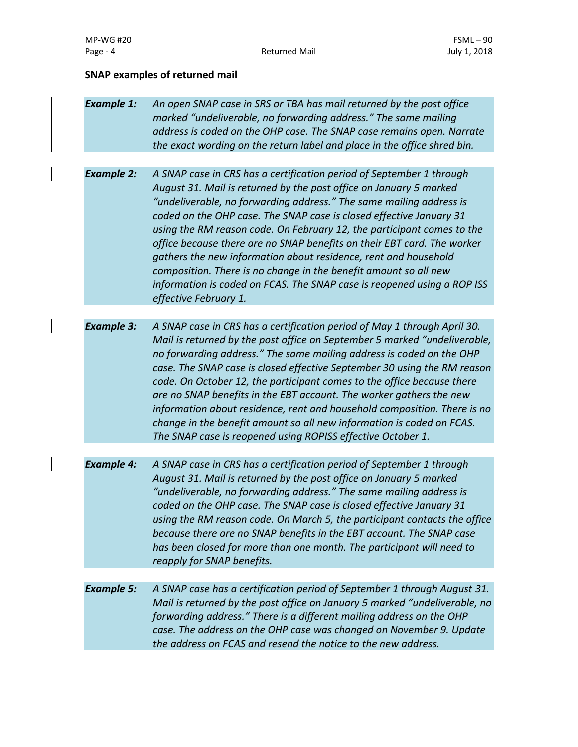**SNAP examples of returned mail**

***Example 1:*** *An open SNAP case in SRS or TBA has mail returned by the post office marked “undeliverable, no forwarding address.” The same mailing address is coded on the OHP case. The SNAP case remains open. Narrate the exact wording on the return label and place in the office shred bin.*

***Example 2:*** *A SNAP case in CRS has a certification period of September 1 through August 31. Mail is returned by the post office on January 5 marked “undeliverable, no forwarding address.” The same mailing address is coded on the OHP case. The SNAP case is closed effective January 31 using the RM reason code. On February 12, the participant comes to the office because there are no SNAP benefits on their EBT card. The worker gathers the new information about residence, rent and household composition. There is no change in the benefit amount so all new information is coded on FCAS. The SNAP case is reopened using a ROP ISS effective February 1.*

***Example 3:*** *A SNAP case in CRS has a certification period of May 1 through April 30. Mail is returned by the post office on September 5 marked “undeliverable, no forwarding address.” The same mailing address is coded on the OHP case. The SNAP case is closed effective September 30 using the RM reason code. On October 12, the participant comes to the office because there are no SNAP benefits in the EBT account. The worker gathers the new information about residence, rent and household composition. There is no change in the benefit amount so all new information is coded on FCAS. The SNAP case is reopened using ROPISS effective October 1.*

***Example 4:*** *A SNAP case in CRS has a certification period of September 1 through August 31. Mail is returned by the post office on January 5 marked “undeliverable, no forwarding address.” The same mailing address is coded on the OHP case. The SNAP case is closed effective January 31 using the RM reason code. On March 5, the participant contacts the office because there are no SNAP benefits in the EBT account. The SNAP case has been closed for more than one month. The participant will need to reapply for SNAP benefits.*

***Example 5:*** *A SNAP case has a certification period of September 1 through August 31. Mail is returned by the post office on January 5 marked “undeliverable, no forwarding address.” There is a different mailing address on the OHP case. The address on the OHP case was changed on November 9. Update the address on FCAS and resend the notice to the new address.*